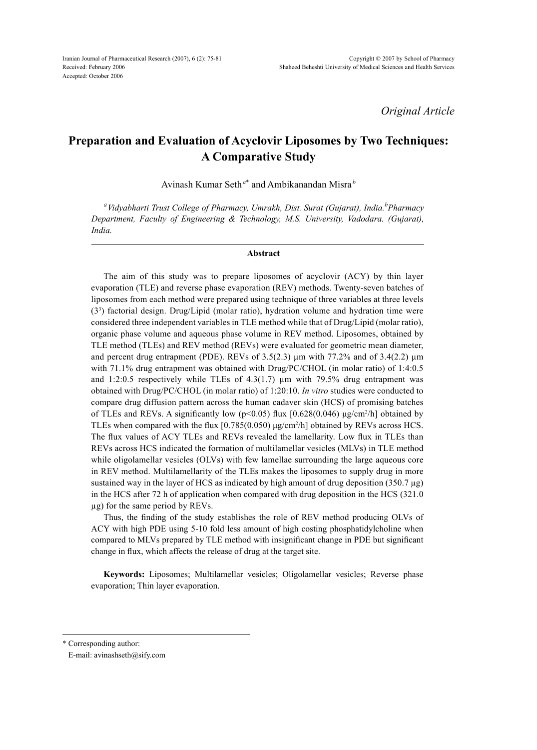*Original Article*

# Preparation and Evaluation of Acyclovir Liposomes by Two Techniques: A Comparative Study

Avinash Kumar Seth[a*] and Ambikanandan Misra[b]

[a] *Vidyabharti Trust College of Pharmacy, Umrakh, Dist. Surat (Gujarat), India.* [b] *Pharmacy Department, Faculty of Engineering & Technology, M.S. University, Vadodara. (Gujarat), India.*

## Abstract

The aim of this study was to prepare liposomes of acyclovir (ACY) by thin layer evaporation (TLE) and reverse phase evaporation (REV) methods. Twenty-seven batches of liposomes from each method were prepared using technique of three variables at three levels ($3^3$) factorial design. Drug/Lipid (molar ratio), hydration volume and hydration time were considered three independent variables in TLE method while that of Drug/Lipid (molar ratio), organic phase volume and aqueous phase volume in REV method. Liposomes, obtained by TLE method (TLEs) and REV method (REVs) were evaluated for geometric mean diameter, and percent drug entrapment (PDE). REVs of 3.5(2.3) µm with 77.2% and of 3.4(2.2) µm with 71.1% drug entrapment was obtained with Drug/PC/CHOL (in molar ratio) of 1:4:0.5 and 1:2:0.5 respectively while TLEs of 4.3(1.7) µm with 79.5% drug entrapment was obtained with Drug/PC/CHOL (in molar ratio) of 1:20:10. *In vitro* studies were conducted to compare drug diffusion pattern across the human cadaver skin (HCS) of promising batches of TLEs and REVs. A significantly low ($p<0.05$) flux [0.628(0.046) µg/cm$^2$/h] obtained by TLEs when compared with the flux [0.785(0.050) µg/cm$^2$/h] obtained by REVs across HCS. The flux values of ACY TLEs and REVs revealed the lamellarity. Low flux in TLEs than REVs across HCS indicated the formation of multilamellar vesicles (MLVs) in TLE method while oligolamellar vesicles (OLVs) with few lamellae surrounding the large aqueous core in REV method. Multilamellarity of the TLEs makes the liposomes to supply drug in more sustained way in the layer of HCS as indicated by high amount of drug deposition (350.7 µg) in the HCS after 72 h of application when compared with drug deposition in the HCS (321.0 µg) for the same period by REVs.

Thus, the finding of the study establishes the role of REV method producing OLVs of ACY with high PDE using 5-10 fold less amount of high costing phosphatidylcholine when compared to MLVs prepared by TLE method with insignificant change in PDE but significant change in flux, which affects the release of drug at the target site.

**Keywords:** Liposomes; Multilamellar vesicles; Oligolamellar vesicles; Reverse phase evaporation; Thin layer evaporation.

---

\* Corresponding author:
E-mail: avinashseth@sify.com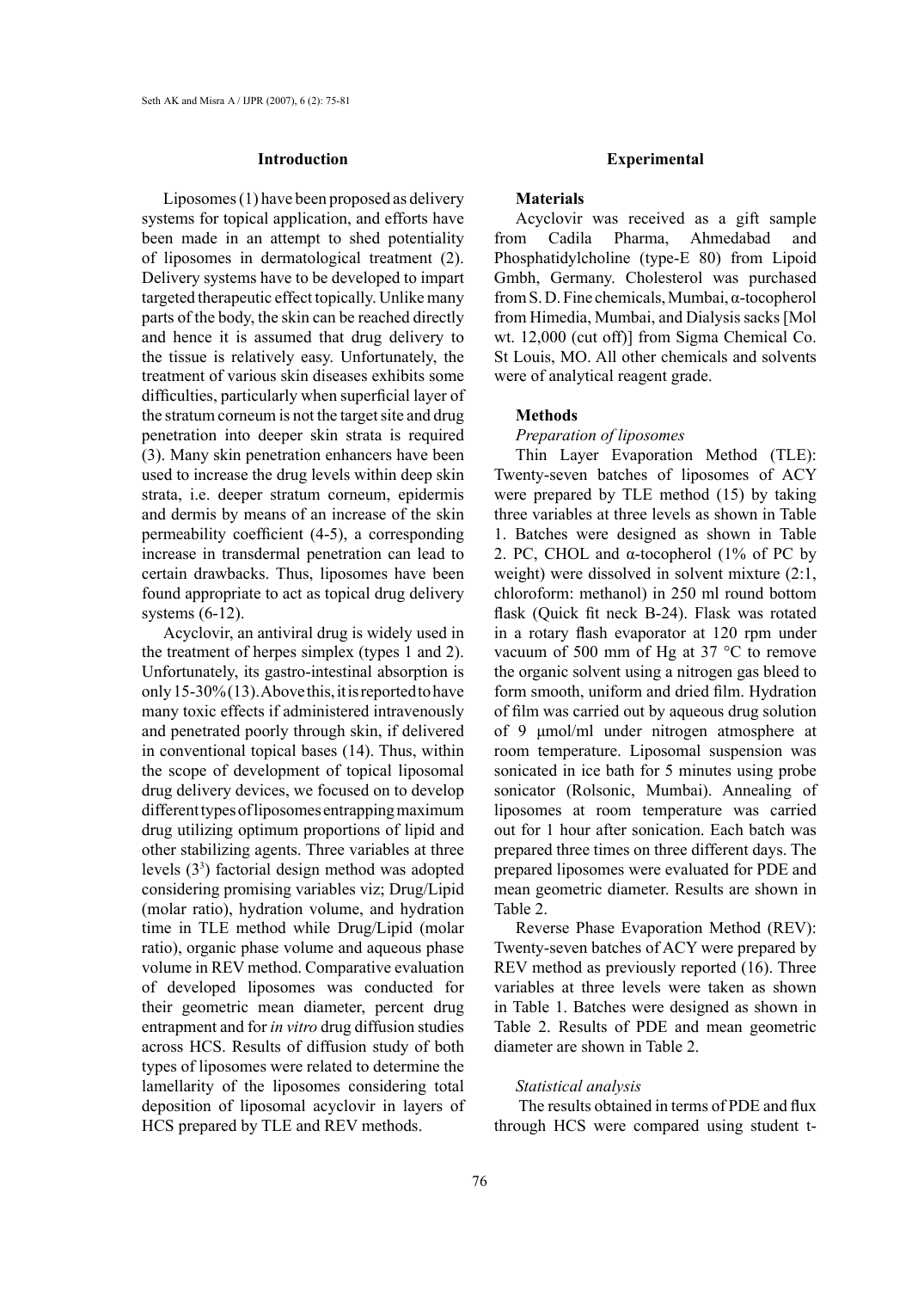## Introduction

Liposomes (1) have been proposed as delivery systems for topical application, and efforts have been made in an attempt to shed potentiality of liposomes in dermatological treatment (2). Delivery systems have to be developed to impart targeted therapeutic effect topically. Unlike many parts of the body, the skin can be reached directly and hence it is assumed that drug delivery to the tissue is relatively easy. Unfortunately, the treatment of various skin diseases exhibits some difficulties, particularly when superficial layer of the stratum corneum is not the target site and drug penetration into deeper skin strata is required (3). Many skin penetration enhancers have been used to increase the drug levels within deep skin strata, i.e. deeper stratum corneum, epidermis and dermis by means of an increase of the skin permeability coefficient (4-5), a corresponding increase in transdermal penetration can lead to certain drawbacks. Thus, liposomes have been found appropriate to act as topical drug delivery systems (6-12).

Acyclovir, an antiviral drug is widely used in the treatment of herpes simplex (types 1 and 2). Unfortunately, its gastro-intestinal absorption is only 15-30% (13). Above this, it is reported to have many toxic effects if administered intravenously and penetrated poorly through skin, if delivered in conventional topical bases (14). Thus, within the scope of development of topical liposomal drug delivery devices, we focused on to develop different types of liposomes entrapping maximum drug utilizing optimum proportions of lipid and other stabilizing agents. Three variables at three levels ($3^3$) factorial design method was adopted considering promising variables viz; Drug/Lipid (molar ratio), hydration volume, and hydration time in TLE method while Drug/Lipid (molar ratio), organic phase volume and aqueous phase volume in REV method. Comparative evaluation of developed liposomes was conducted for their geometric mean diameter, percent drug entrapment and for *in vitro* drug diffusion studies across HCS. Results of diffusion study of both types of liposomes were related to determine the lamellarity of the liposomes considering total deposition of liposomal acyclovir in layers of HCS prepared by TLE and REV methods.

## Experimental

### Materials

Acyclovir was received as a gift sample from Cadila Pharma, Ahmedabad and Phosphatidylcholine (type-E 80) from Lipoid Gmbh, Germany. Cholesterol was purchased from S. D. Fine chemicals, Mumbai, α-tocopherol from Himedia, Mumbai, and Dialysis sacks [Mol wt. 12,000 (cut off)] from Sigma Chemical Co. St Louis, MO. All other chemicals and solvents were of analytical reagent grade.

### Methods

*Preparation of liposomes*

Thin Layer Evaporation Method (TLE): Twenty-seven batches of liposomes of ACY were prepared by TLE method (15) by taking three variables at three levels as shown in Table 1. Batches were designed as shown in Table 2. PC, CHOL and α-tocopherol (1% of PC by weight) were dissolved in solvent mixture (2:1, chloroform: methanol) in 250 ml round bottom flask (Quick fit neck B-24). Flask was rotated in a rotary flash evaporator at 120 rpm under vacuum of 500 mm of Hg at 37 °C to remove the organic solvent using a nitrogen gas bleed to form smooth, uniform and dried film. Hydration of film was carried out by aqueous drug solution of 9 μmol/ml under nitrogen atmosphere at room temperature. Liposomal suspension was sonicated in ice bath for 5 minutes using probe sonicator (Rolsonic, Mumbai). Annealing of liposomes at room temperature was carried out for 1 hour after sonication. Each batch was prepared three times on three different days. The prepared liposomes were evaluated for PDE and mean geometric diameter. Results are shown in Table 2.

Reverse Phase Evaporation Method (REV): Twenty-seven batches of ACY were prepared by REV method as previously reported (16). Three variables at three levels were taken as shown in Table 1. Batches were designed as shown in Table 2. Results of PDE and mean geometric diameter are shown in Table 2.

*Statistical analysis*

The results obtained in terms of PDE and flux through HCS were compared using student t-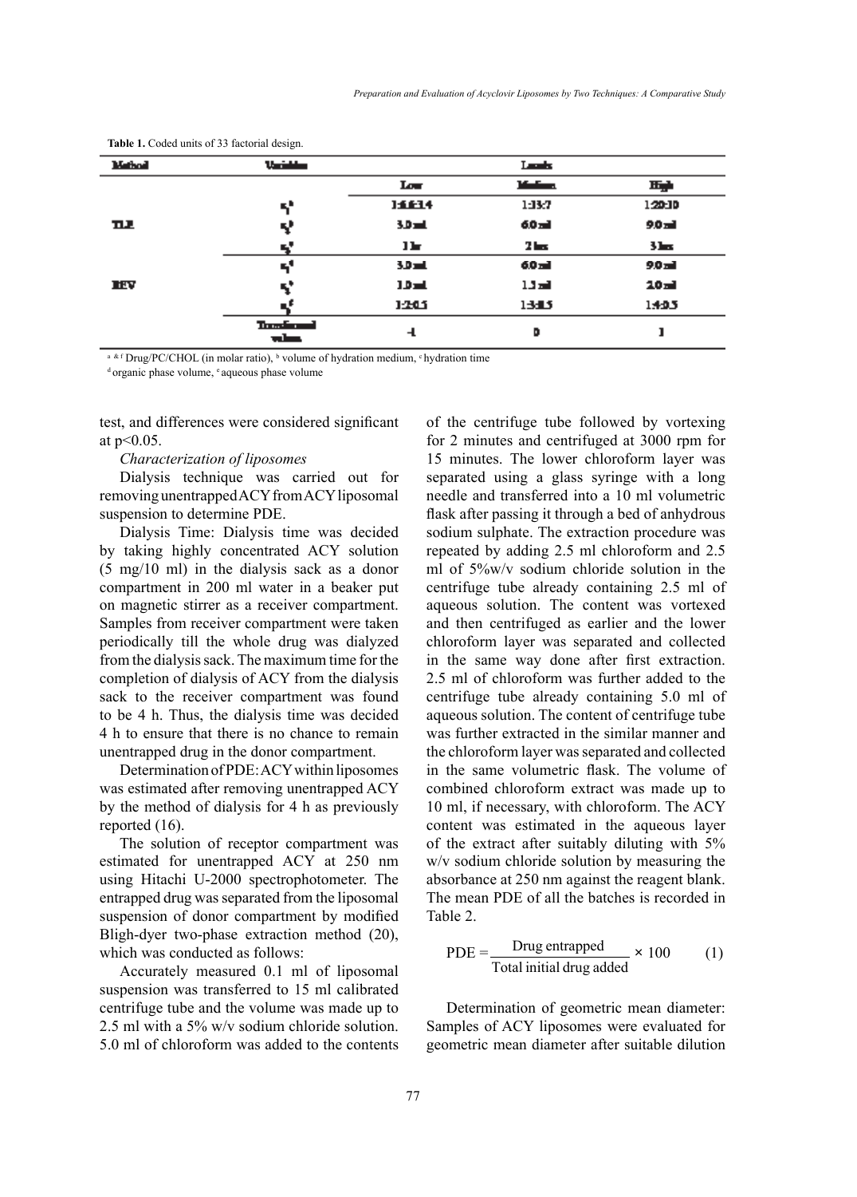**Table 1.** Coded units of 33 factorial design.

| Method | Variables | Levels | | |
|---|---|---|---|---|
| | | Low | Medium | High |
| TLE | $x_1^a$ | 1:6.6:3.4 | 1:13:7 | 1:20:10 |
| | $x_2^b$ | 3.0 ml | 6.0 ml | 9.0 ml |
| | $x_3^c$ | 1 hr | 2 hrs | 3 hrs |
| REV | $x_1^d$ | 3.0 ml | 6.0 ml | 9.0 ml |
| | $x_2^e$ | 1.0 ml | 1.5 ml | 2.0 ml |
| | $x_3^f$ | 1:2:0.5 | 1:3:0.5 | 1:4:0.5 |
| | Transformed values | -1 | 0 | 1 |

[a & f] Drug/PC/CHOL (in molar ratio), [b] volume of hydration medium, [c] hydration time
[d] organic phase volume, [e] aqueous phase volume

test, and differences were considered significant at $p<0.05$.

*Characterization of liposomes*

Dialysis technique was carried out for removing unentrapped ACY from ACY liposomal suspension to determine PDE.

Dialysis Time: Dialysis time was decided by taking highly concentrated ACY solution (5 mg/10 ml) in the dialysis sack as a donor compartment in 200 ml water in a beaker put on magnetic stirrer as a receiver compartment. Samples from receiver compartment were taken periodically till the whole drug was dialyzed from the dialysis sack. The maximum time for the completion of dialysis of ACY from the dialysis sack to the receiver compartment was found to be 4 h. Thus, the dialysis time was decided 4 h to ensure that there is no chance to remain unentrapped drug in the donor compartment.

Determination of PDE: ACY within liposomes was estimated after removing unentrapped ACY by the method of dialysis for 4 h as previously reported (16).

The solution of receptor compartment was estimated for unentrapped ACY at 250 nm using Hitachi U-2000 spectrophotometer. The entrapped drug was separated from the liposomal suspension of donor compartment by modified Bligh-dyer two-phase extraction method (20), which was conducted as follows:

Accurately measured 0.1 ml of liposomal suspension was transferred to 15 ml calibrated centrifuge tube and the volume was made up to 2.5 ml with a 5% w/v sodium chloride solution. 5.0 ml of chloroform was added to the contents of the centrifuge tube followed by vortexing for 2 minutes and centrifuged at 3000 rpm for 15 minutes. The lower chloroform layer was separated using a glass syringe with a long needle and transferred into a 10 ml volumetric flask after passing it through a bed of anhydrous sodium sulphate. The extraction procedure was repeated by adding 2.5 ml chloroform and 2.5 ml of 5%w/v sodium chloride solution in the centrifuge tube already containing 2.5 ml of aqueous solution. The content was vortexed and then centrifuged as earlier and the lower chloroform layer was separated and collected in the same way done after first extraction. 2.5 ml of chloroform was further added to the centrifuge tube already containing 5.0 ml of aqueous solution. The content of centrifuge tube was further extracted in the similar manner and the chloroform layer was separated and collected in the same volumetric flask. The volume of combined chloroform extract was made up to 10 ml, if necessary, with chloroform. The ACY content was estimated in the aqueous layer of the extract after suitably diluting with 5% w/v sodium chloride solution by measuring the absorbance at 250 nm against the reagent blank. The mean PDE of all the batches is recorded in Table 2.

$$PDE = \frac{\text{Drug entrapped}}{\text{Total initial drug added}} \times 100 \qquad (1)$$

Determination of geometric mean diameter: Samples of ACY liposomes were evaluated for geometric mean diameter after suitable dilution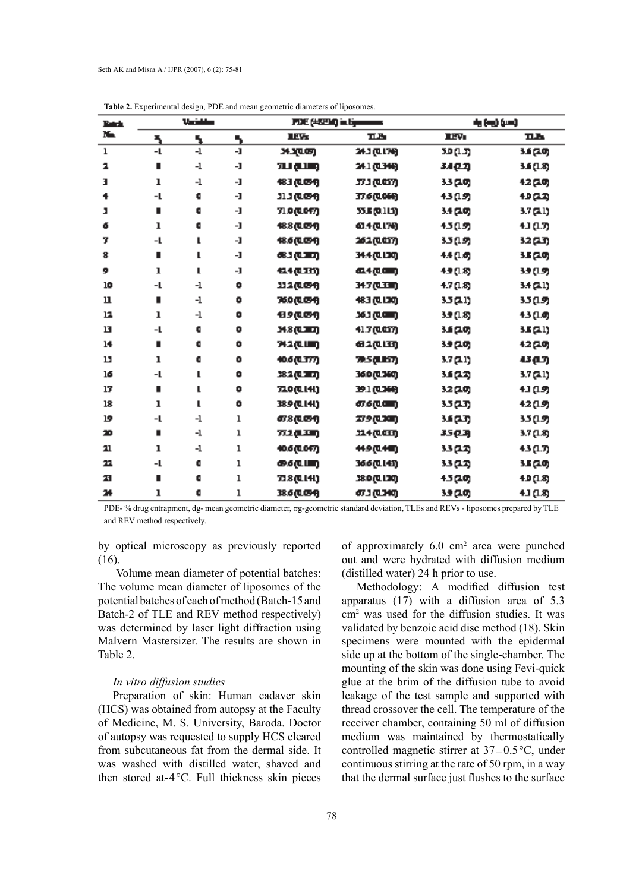**Table 2.** Experimental design, PDE and mean geometric diameters of liposomes.

| Batch No. | Variables | | | PDE (±SEM) in liposomes | | dg (σg) (µm) | |
|---|---|---|---|---|---|---|---|
| | $X_1$ | $X_2$ | $X_3$ | REVs | TLEs | REVs | TLEs |
| 1 | -1 | -1 | -1 | 34.3(0.057) | 24.3(0.176) | 5.0(1.5) | 3.6(2.0) |
| 2 | 0 | -1 | -1 | 71.1(0.100) | 24.1(0.346) | 3.4(2.2) | 3.6(1.8) |
| 3 | 1 | -1 | -1 | 48.3(0.054) | 37.3(0.057) | 3.3(2.0) | 4.2(2.0) |
| 4 | -1 | 0 | -1 | 31.3(0.054) | 37.6(0.066) | 4.3(1.9) | 4.0(2.2) |
| 5 | 0 | 0 | -1 | 71.0(0.047) | 55.8(0.115) | 3.4(2.0) | 3.7(2.1) |
| 6 | 1 | 0 | -1 | 48.8(0.054) | 63.4(0.176) | 4.5(1.9) | 4.1(1.7) |
| 7 | -1 | 1 | -1 | 48.6(0.054) | 26.2(0.057) | 3.5(1.9) | 3.2(2.3) |
| 8 | 0 | 1 | -1 | 68.3(0.207) | 34.4(0.130) | 4.4(1.6) | 3.8(2.0) |
| 9 | 1 | 1 | -1 | 42.4(0.135) | 62.4(0.000) | 4.9(1.8) | 3.9(1.9) |
| 10 | -1 | -1 | 0 | 33.2(0.054) | 34.7(0.330) | 4.7(1.8) | 3.4(2.1) |
| 11 | 0 | -1 | 0 | 76.0(0.054) | 48.3(0.130) | 3.5(2.1) | 3.5(1.9) |
| 12 | 1 | -1 | 0 | 43.9(0.054) | 56.3(0.000) | 3.9(1.8) | 4.3(1.6) |
| 13 | -1 | 0 | 0 | 34.8(0.207) | 41.7(0.057) | 3.6(2.0) | 3.8(2.1) |
| 14 | 0 | 0 | 0 | 74.2(0.100) | 63.2(0.133) | 3.9(2.0) | 4.2(2.0) |
| 15 | 1 | 0 | 0 | 40.6(0.377) | 78.5(0.057) | 3.7(2.1) | 4.3(1.7) |
| 16 | -1 | 1 | 0 | 38.2(0.207) | 36.0(0.360) | 3.6(2.2) | 3.7(2.1) |
| 17 | 0 | 1 | 0 | 72.0(0.141) | 39.1(0.366) | 3.2(2.0) | 4.1(1.9) |
| 18 | 1 | 1 | 0 | 38.9(0.141) | 67.6(0.000) | 3.5(2.3) | 4.2(1.9) |
| 19 | -1 | -1 | 1 | 67.8(0.054) | 27.9(0.300) | 3.6(2.3) | 3.5(1.9) |
| 20 | 0 | -1 | 1 | 77.2(0.330) | 32.4(0.033) | 3.5(2.3) | 3.7(1.8) |
| 21 | 1 | -1 | 1 | 40.6(0.047) | 44.9(0.440) | 3.3(2.2) | 4.3(1.7) |
| 22 | -1 | 0 | 1 | 69.6(0.100) | 36.6(0.145) | 3.3(2.2) | 3.8(2.0) |
| 23 | 0 | 0 | 1 | 73.8(0.141) | 38.0(0.130) | 4.5(2.0) | 4.0(1.8) |
| 24 | 1 | 0 | 1 | 38.6(0.054) | 67.3(0.340) | 3.9(2.0) | 4.1(1.8) |

PDE- % drug entrapment, dg- mean geometric diameter, σg-geometric standard deviation, TLEs and REVs - liposomes prepared by TLE and REV method respectively.

by optical microscopy as previously reported (16).

Volume mean diameter of potential batches: The volume mean diameter of liposomes of the potential batches of each of method (Batch-15 and Batch-2 of TLE and REV method respectively) was determined by laser light diffraction using Malvern Mastersizer. The results are shown in Table 2.

*In vitro diffusion studies*

Preparation of skin: Human cadaver skin (HCS) was obtained from autopsy at the Faculty of Medicine, M. S. University, Baroda. Doctor of autopsy was requested to supply HCS cleared from subcutaneous fat from the dermal side. It was washed with distilled water, shaved and then stored at-4 °C. Full thickness skin pieces of approximately 6.0 cm$^2$ area were punched out and were hydrated with diffusion medium (distilled water) 24 h prior to use.

Methodology: A modified diffusion test apparatus (17) with a diffusion area of 5.3 cm$^2$ was used for the diffusion studies. It was validated by benzoic acid disc method (18). Skin specimens were mounted with the epidermal side up at the bottom of the single-chamber. The mounting of the skin was done using Fevi-quick glue at the brim of the diffusion tube to avoid leakage of the test sample and supported with thread crossover the cell. The temperature of the receiver chamber, containing 50 ml of diffusion medium was maintained by thermostatically controlled magnetic stirrer at 37±0.5 °C, under continuous stirring at the rate of 50 rpm, in a way that the dermal surface just flushes to the surface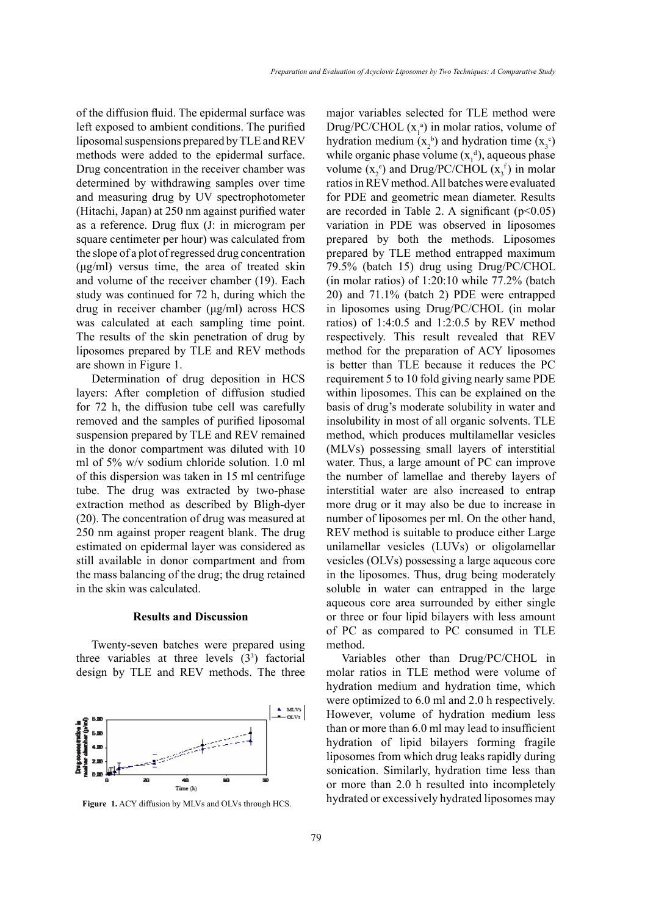of the diffusion fluid. The epidermal surface was left exposed to ambient conditions. The purified liposomal suspensions prepared by TLE and REV methods were added to the epidermal surface. Drug concentration in the receiver chamber was determined by withdrawing samples over time and measuring drug by UV spectrophotometer (Hitachi, Japan) at 250 nm against purified water as a reference. Drug flux (J: in microgram per square centimeter per hour) was calculated from the slope of a plot of regressed drug concentration (μg/ml) versus time, the area of treated skin and volume of the receiver chamber (19). Each study was continued for 72 h, during which the drug in receiver chamber (μg/ml) across HCS was calculated at each sampling time point. The results of the skin penetration of drug by liposomes prepared by TLE and REV methods are shown in Figure 1.

Determination of drug deposition in HCS layers: After completion of diffusion studied for 72 h, the diffusion tube cell was carefully removed and the samples of purified liposomal suspension prepared by TLE and REV remained in the donor compartment was diluted with 10 ml of 5% w/v sodium chloride solution. 1.0 ml of this dispersion was taken in 15 ml centrifuge tube. The drug was extracted by two-phase extraction method as described by Bligh-dyer (20). The concentration of drug was measured at 250 nm against proper reagent blank. The drug estimated on epidermal layer was considered as still available in donor compartment and from the mass balancing of the drug; the drug retained in the skin was calculated.

## Results and Discussion

Twenty-seven batches were prepared using three variables at three levels ($3^3$) factorial design by TLE and REV methods. The three major variables selected for TLE method were Drug/PC/CHOL ($x_1^a$) in molar ratios, volume of hydration medium ($x_2^b$) and hydration time ($x_3^c$) while organic phase volume ($x_1^d$), aqueous phase volume ($x_2^e$) and Drug/PC/CHOL ($x_3^f$) in molar ratios in REV method. All batches were evaluated for PDE and geometric mean diameter. Results are recorded in Table 2. A significant ($p<0.05$) variation in PDE was observed in liposomes prepared by both the methods. Liposomes prepared by TLE method entrapped maximum 79.5% (batch 15) drug using Drug/PC/CHOL (in molar ratios) of 1:20:10 while 77.2% (batch 20) and 71.1% (batch 2) PDE were entrapped in liposomes using Drug/PC/CHOL (in molar ratios) of 1:4:0.5 and 1:2:0.5 by REV method respectively. This result revealed that REV method for the preparation of ACY liposomes is better than TLE because it reduces the PC requirement 5 to 10 fold giving nearly same PDE within liposomes. This can be explained on the basis of drug's moderate solubility in water and insolubility in most of all organic solvents. TLE method, which produces multilamellar vesicles (MLVs) possessing small layers of interstitial water. Thus, a large amount of PC can improve the number of lamellae and thereby layers of interstitial water are also increased to entrap more drug or it may also be due to increase in number of liposomes per ml. On the other hand, REV method is suitable to produce either Large unilamellar vesicles (LUVs) or oligolamellar vesicles (OLVs) possessing a large aqueous core in the liposomes. Thus, drug being moderately soluble in water can entrapped in the large aqueous core area surrounded by either single or three or four lipid bilayers with less amount of PC as compared to PC consumed in TLE method.

Figure 1. ACY diffusion by MLVs and OLVs through HCS.

Variables other than Drug/PC/CHOL in molar ratios in TLE method were volume of hydration medium and hydration time, which were optimized to 6.0 ml and 2.0 h respectively. However, volume of hydration medium less than or more than 6.0 ml may lead to insufficient hydration of lipid bilayers forming fragile liposomes from which drug leaks rapidly during sonication. Similarly, hydration time less than or more than 2.0 h resulted into incompletely hydrated or excessively hydrated liposomes may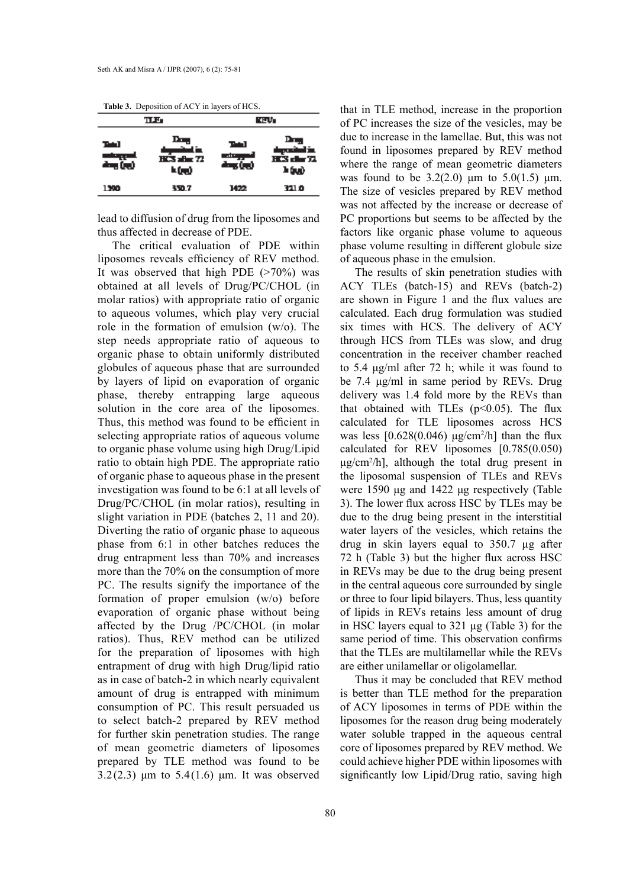**Table 3.** Deposition of ACY in layers of HCS.

| TLEs | | REVs | |
|---|---|---|---|
| Total entrapped drug (µg) | Drug deposited in HCS after 72 h (µg) | Total entrapped drug (µg) | Drug deposited in HCS after 72 h (µg) |
| 1590 | 350.7 | 1422 | 321.0 |

lead to diffusion of drug from the liposomes and thus affected in decrease of PDE.

The critical evaluation of PDE within liposomes reveals efficiency of REV method. It was observed that high PDE (>70%) was obtained at all levels of Drug/PC/CHOL (in molar ratios) with appropriate ratio of organic to aqueous volumes, which play very crucial role in the formation of emulsion (w/o). The step needs appropriate ratio of aqueous to organic phase to obtain uniformly distributed globules of aqueous phase that are surrounded by layers of lipid on evaporation of organic phase, thereby entrapping large aqueous solution in the core area of the liposomes. Thus, this method was found to be efficient in selecting appropriate ratios of aqueous volume to organic phase volume using high Drug/Lipid ratio to obtain high PDE. The appropriate ratio of organic phase to aqueous phase in the present investigation was found to be 6:1 at all levels of Drug/PC/CHOL (in molar ratios), resulting in slight variation in PDE (batches 2, 11 and 20). Diverting the ratio of organic phase to aqueous phase from 6:1 in other batches reduces the drug entrapment less than 70% and increases more than the 70% on the consumption of more PC. The results signify the importance of the formation of proper emulsion (w/o) before evaporation of organic phase without being affected by the Drug /PC/CHOL (in molar ratios). Thus, REV method can be utilized for the preparation of liposomes with high entrapment of drug with high Drug/lipid ratio as in case of batch-2 in which nearly equivalent amount of drug is entrapped with minimum consumption of PC. This result persuaded us to select batch-2 prepared by REV method for further skin penetration studies. The range of mean geometric diameters of liposomes prepared by TLE method was found to be 3.2(2.3) µm to 5.4(1.6) µm. It was observed that in TLE method, increase in the proportion of PC increases the size of the vesicles, may be due to increase in the lamellae. But, this was not found in liposomes prepared by REV method where the range of mean geometric diameters was found to be 3.2(2.0) µm to 5.0(1.5) µm. The size of vesicles prepared by REV method was not affected by the increase or decrease of PC proportions but seems to be affected by the factors like organic phase volume to aqueous phase volume resulting in different globule size of aqueous phase in the emulsion.

The results of skin penetration studies with ACY TLEs (batch-15) and REVs (batch-2) are shown in Figure 1 and the flux values are calculated. Each drug formulation was studied six times with HCS. The delivery of ACY through HCS from TLEs was slow, and drug concentration in the receiver chamber reached to 5.4 µg/ml after 72 h; while it was found to be 7.4 µg/ml in same period by REVs. Drug delivery was 1.4 fold more by the REVs than that obtained with TLEs ($p<0.05$). The flux calculated for TLE liposomes across HCS was less [0.628(0.046) µg/cm$^2$/h] than the flux calculated for REV liposomes [0.785(0.050) µg/cm$^2$/h], although the total drug present in the liposomal suspension of TLEs and REVs were 1590 µg and 1422 µg respectively (Table 3). The lower flux across HSC by TLEs may be due to the drug being present in the interstitial water layers of the vesicles, which retains the drug in skin layers equal to 350.7 µg after 72 h (Table 3) but the higher flux across HSC in REVs may be due to the drug being present in the central aqueous core surrounded by single or three to four lipid bilayers. Thus, less quantity of lipids in REVs retains less amount of drug in HSC layers equal to 321 µg (Table 3) for the same period of time. This observation confirms that the TLEs are multilamellar while the REVs are either unilamellar or oligolamellar.

Thus it may be concluded that REV method is better than TLE method for the preparation of ACY liposomes in terms of PDE within the liposomes for the reason drug being moderately water soluble trapped in the aqueous central core of liposomes prepared by REV method. We could achieve higher PDE within liposomes with significantly low Lipid/Drug ratio, saving high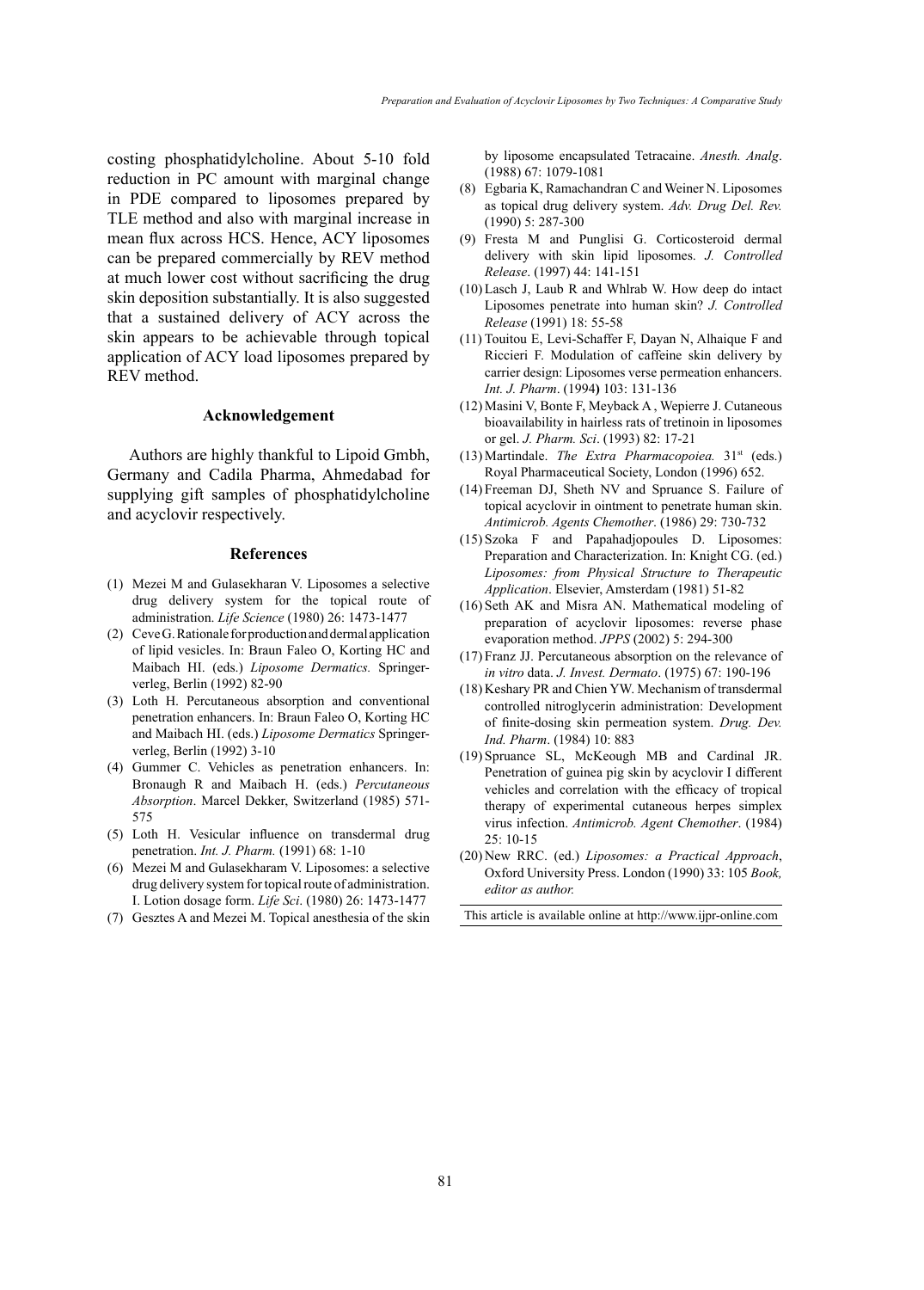costing phosphatidylcholine. About 5-10 fold reduction in PC amount with marginal change in PDE compared to liposomes prepared by TLE method and also with marginal increase in mean flux across HCS. Hence, ACY liposomes can be prepared commercially by REV method at much lower cost without sacrificing the drug skin deposition substantially. It is also suggested that a sustained delivery of ACY across the skin appears to be achievable through topical application of ACY load liposomes prepared by REV method.

## Acknowledgement

Authors are highly thankful to Lipoid Gmbh, Germany and Cadila Pharma, Ahmedabad for supplying gift samples of phosphatidylcholine and acyclovir respectively.

## References

(1) Mezei M and Gulasekharan V. Liposomes a selective drug delivery system for the topical route of administration. *Life Science* (1980) 26: 1473-1477

(2) Ceve G. Rationale for production and dermal application of lipid vesicles. In: Braun Faleo O, Korting HC and Maibach HI. (eds.) *Liposome Dermatics.* Springer-verleg, Berlin (1992) 82-90

(3) Loth H. Percutaneous absorption and conventional penetration enhancers. In: Braun Faleo O, Korting HC and Maibach HI. (eds.) *Liposome Dermatics* Springer-verleg, Berlin (1992) 3-10

(4) Gummer C. Vehicles as penetration enhancers. In: Bronaugh R and Maibach H. (eds.) *Percutaneous Absorption*. Marcel Dekker, Switzerland (1985) 571-575

(5) Loth H. Vesicular influence on transdermal drug penetration. *Int. J. Pharm.* (1991) 68: 1-10

(6) Mezei M and Gulasekharam V. Liposomes: a selective drug delivery system for topical route of administration. I. Lotion dosage form. *Life Sci*. (1980) 26: 1473-1477

(7) Gesztes A and Mezei M. Topical anesthesia of the skin by liposome encapsulated Tetracaine. *Anesth. Analg*. (1988) 67: 1079-1081

(8) Egbaria K, Ramachandran C and Weiner N. Liposomes as topical drug delivery system. *Adv. Drug Del. Rev.* (1990) 5: 287-300

(9) Fresta M and Punglisi G. Corticosteroid dermal delivery with skin lipid liposomes. *J. Controlled Release*. (1997) 44: 141-151

(10) Lasch J, Laub R and Whlrab W. How deep do intact Liposomes penetrate into human skin? *J. Controlled Release* (1991) 18: 55-58

(11) Touitou E, Levi-Schaffer F, Dayan N, Alhaique F and Riccieri F. Modulation of caffeine skin delivery by carrier design: Liposomes verse permeation enhancers. *Int. J. Pharm*. (1994) 103: 131-136

(12) Masini V, Bonte F, Meyback A , Wepierre J. Cutaneous bioavailability in hairless rats of tretinoin in liposomes or gel. *J. Pharm. Sci*. (1993) 82: 17-21

(13) Martindale. *The Extra Pharmacopoiea.* 31st (eds.) Royal Pharmaceutical Society, London (1996) 652.

(14) Freeman DJ, Sheth NV and Spruance S. Failure of topical acyclovir in ointment to penetrate human skin. *Antimicrob. Agents Chemother*. (1986) 29: 730-732

(15) Szoka F and Papahadjopoules D. Liposomes: Preparation and Characterization. In: Knight CG. (ed.) *Liposomes: from Physical Structure to Therapeutic Application*. Elsevier, Amsterdam (1981) 51-82

(16) Seth AK and Misra AN. Mathematical modeling of preparation of acyclovir liposomes: reverse phase evaporation method. *JPPS* (2002) 5: 294-300

(17) Franz JJ. Percutaneous absorption on the relevance of *in vitro* data. *J. Invest. Dermato*. (1975) 67: 190-196

(18) Keshary PR and Chien YW. Mechanism of transdermal controlled nitroglycerin administration: Development of finite-dosing skin permeation system. *Drug. Dev. Ind. Pharm*. (1984) 10: 883

(19) Spruance SL, McKeough MB and Cardinal JR. Penetration of guinea pig skin by acyclovir I different vehicles and correlation with the efficacy of tropical therapy of experimental cutaneous herpes simplex virus infection. *Antimicrob. Agent Chemother*. (1984) 25: 10-15

(20) New RRC. (ed.) *Liposomes: a Practical Approach*, Oxford University Press. London (1990) 33: 105 *Book, editor as author.*

This article is available online at http://www.ijpr-online.com